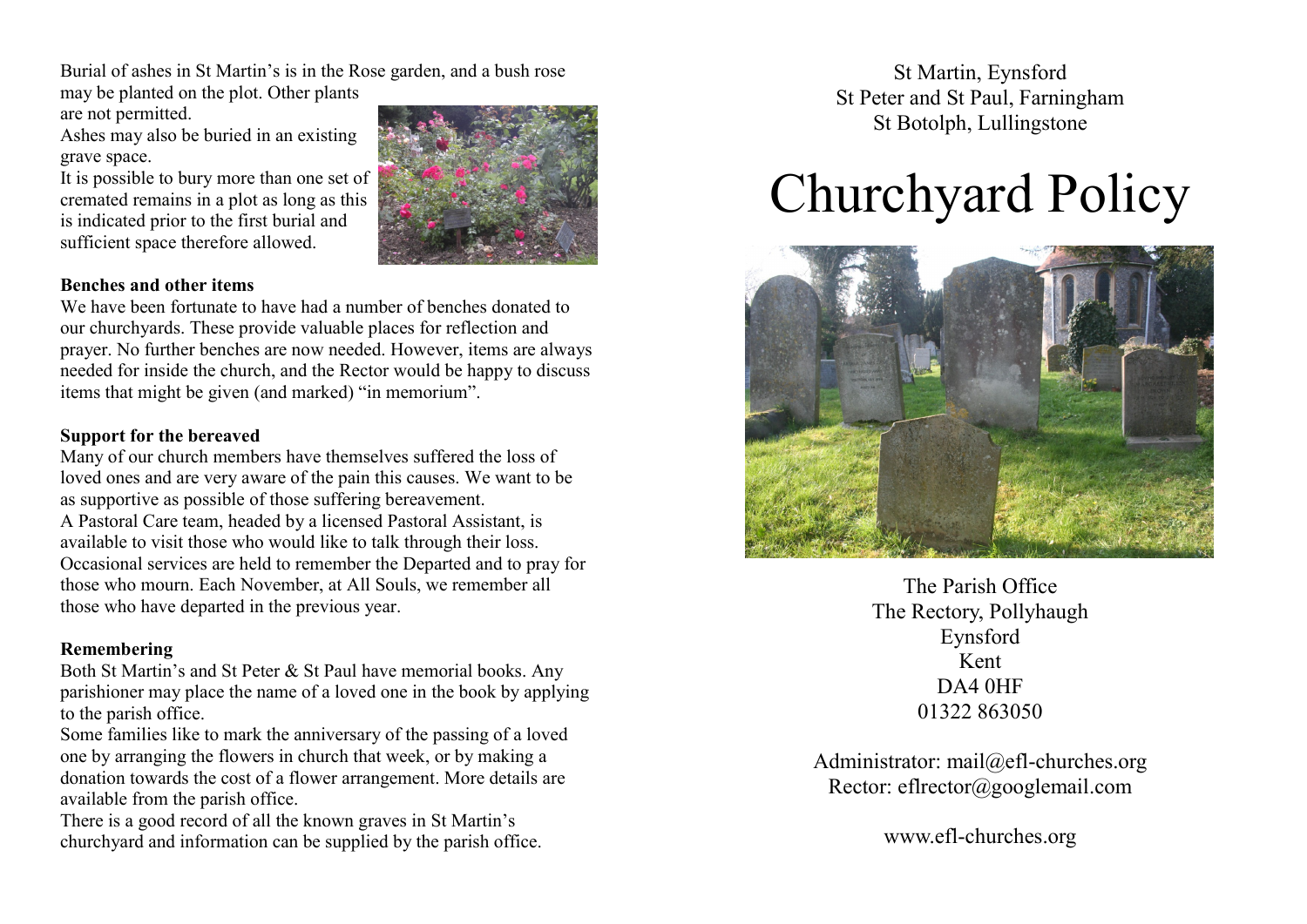Burial of ashes in St Martin's is in the Rose garden, and a bush rose may be planted on the plot. Other plants are not permitted.

Ashes may also be buried in an existing grave space.

It is possible to bury more than one set of cremated remains in a plot as long as this is indicated prior to the first burial and sufficient space therefore allowed.

**Benches and other items**

We have been fortunate to have had a number of benches donated to our churchyards. These provide valuable places for reflection and prayer. No further benches are now needed. However, items are always needed for inside the church, and the Rector would be happy to discuss items that might be given (and marked) "in memorium".

**Support for the bereaved**

Many of our church members have themselves suffered the loss of loved ones and are very aware of the pain this causes. We want to be as supportive as possible of those suffering bereavement.

A Pastoral Care team, headed by a licensed Pastoral Assistant, is available to visit those who would like to talk through their loss. Occasional services are held to remember the Departed and to pray for those who mourn. Each November, at All Souls, we remember all those who have departed in the previous year.

**Remembering**

Both St Martin's and St Peter & St Paul have memorial books. Any parishioner may place the name of a loved one in the book by applying to the parish office.

Some families like to mark the anniversary of the passing of a loved one by arranging the flowers in church that week, or by making a donation towards the cost of a flower arrangement. More details are available from the parish office.

There is a good record of all the known graves in St Martin's churchyard and information can be supplied by the parish office.

St Martin, Eynsford
St Peter and St Paul, Farningham
St Botolph, Lullingstone

# Churchyard Policy

The Parish Office
The Rectory, Pollyhaugh
Eynsford
Kent
DA4 0HF
01322 863050

Administrator: mail@efl-churches.org
Rector: eflrector@googlemail.com

www.efl-churches.org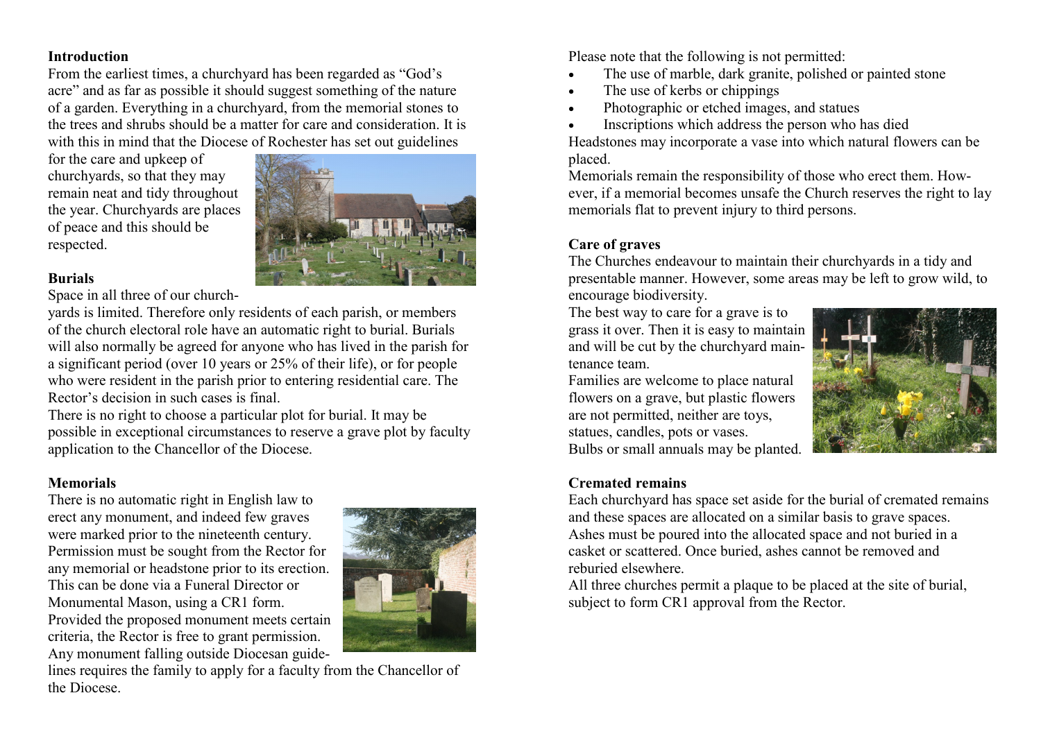## Introduction

From the earliest times, a churchyard has been regarded as "God's acre" and as far as possible it should suggest something of the nature of a garden. Everything in a churchyard, from the memorial stones to the trees and shrubs should be a matter for care and consideration. It is with this in mind that the Diocese of Rochester has set out guidelines for the care and upkeep of churchyards, so that they may remain neat and tidy throughout the year. Churchyards are places of peace and this should be respected.

## Burials

Space in all three of our churchyards is limited. Therefore only residents of each parish, or members of the church electoral role have an automatic right to burial. Burials will also normally be agreed for anyone who has lived in the parish for a significant period (over 10 years or 25% of their life), or for people who were resident in the parish prior to entering residential care. The Rector's decision in such cases is final.

There is no right to choose a particular plot for burial. It may be possible in exceptional circumstances to reserve a grave plot by faculty application to the Chancellor of the Diocese.

## Memorials

There is no automatic right in English law to erect any monument, and indeed few graves were marked prior to the nineteenth century. Permission must be sought from the Rector for any memorial or headstone prior to its erection. This can be done via a Funeral Director or Monumental Mason, using a CR1 form. Provided the proposed monument meets certain criteria, the Rector is free to grant permission. Any monument falling outside Diocesan guidelines requires the family to apply for a faculty from the Chancellor of the Diocese.

Please note that the following is not permitted:

- The use of marble, dark granite, polished or painted stone
- The use of kerbs or chippings
- Photographic or etched images, and statues
- Inscriptions which address the person who has died

Headstones may incorporate a vase into which natural flowers can be placed.

Memorials remain the responsibility of those who erect them. However, if a memorial becomes unsafe the Church reserves the right to lay memorials flat to prevent injury to third persons.

## Care of graves

The Churches endeavour to maintain their churchyards in a tidy and presentable manner. However, some areas may be left to grow wild, to encourage biodiversity.

The best way to care for a grave is to grass it over. Then it is easy to maintain and will be cut by the churchyard maintenance team.

Families are welcome to place natural flowers on a grave, but plastic flowers are not permitted, neither are toys, statues, candles, pots or vases.

Bulbs or small annuals may be planted.

## Cremated remains

Each churchyard has space set aside for the burial of cremated remains and these spaces are allocated on a similar basis to grave spaces.

Ashes must be poured into the allocated space and not buried in a casket or scattered. Once buried, ashes cannot be removed and reburied elsewhere.

All three churches permit a plaque to be placed at the site of burial, subject to form CR1 approval from the Rector.